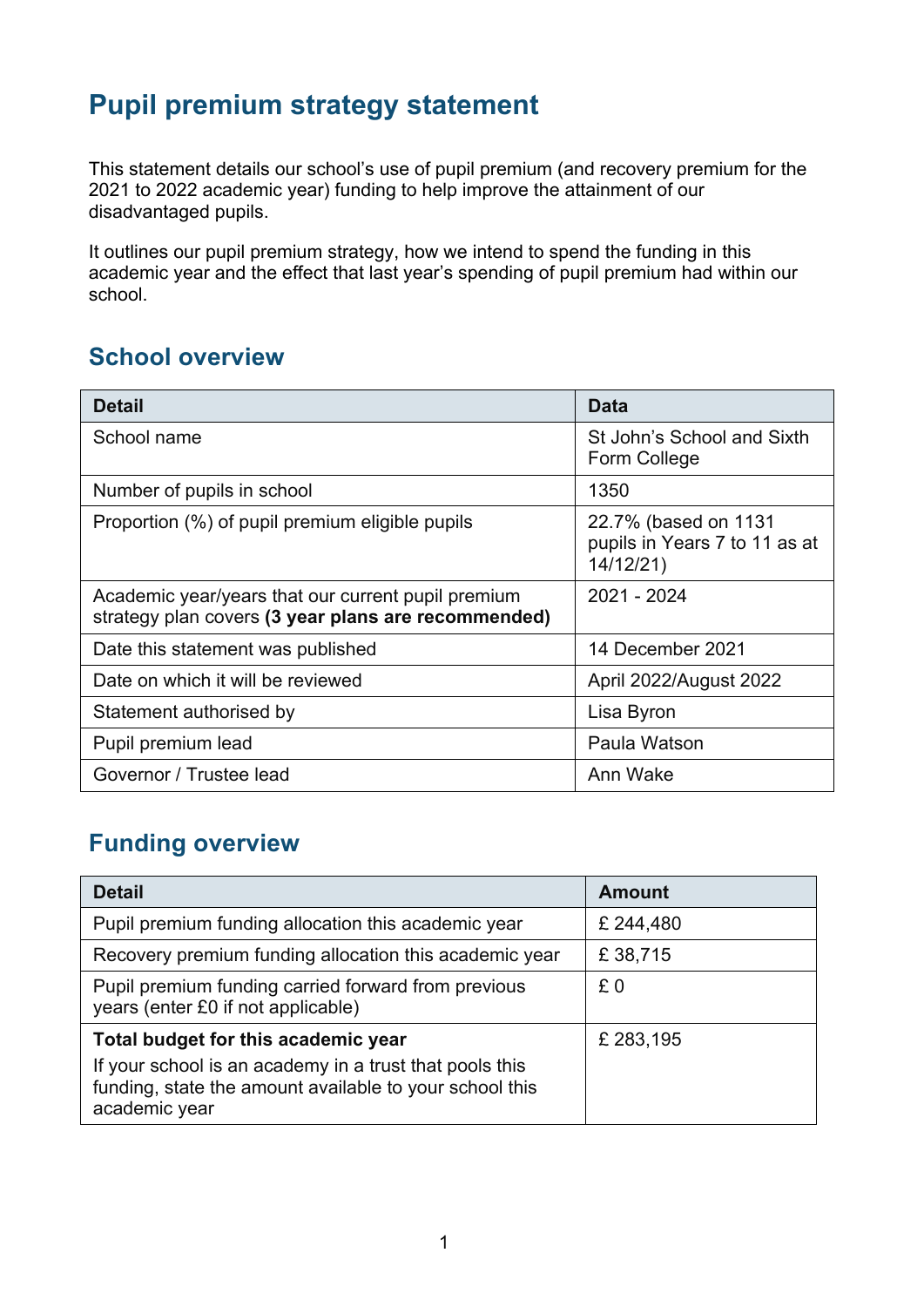# Pupil premium strategy statement

This statement details our school's use of pupil premium (and recovery premium for the 2021 to 2022 academic year) funding to help improve the attainment of our disadvantaged pupils.

It outlines our pupil premium strategy, how we intend to spend the funding in this academic year and the effect that last year's spending of pupil premium had within our school.

## School overview

| Detail | Data |
|---|---|
| School name | St John's School and Sixth Form College |
| Number of pupils in school | 1350 |
| Proportion (%) of pupil premium eligible pupils | 22.7% (based on 1131 pupils in Years 7 to 11 as at 14/12/21) |
| Academic year/years that our current pupil premium strategy plan covers **(3 year plans are recommended)** | 2021 - 2024 |
| Date this statement was published | 14 December 2021 |
| Date on which it will be reviewed | April 2022/August 2022 |
| Statement authorised by | Lisa Byron |
| Pupil premium lead | Paula Watson |
| Governor / Trustee lead | Ann Wake |

## Funding overview

| Detail | Amount |
|---|---|
| Pupil premium funding allocation this academic year | £ 244,480 |
| Recovery premium funding allocation this academic year | £ 38,715 |
| Pupil premium funding carried forward from previous years (enter £0 if not applicable) | £ 0 |
| **Total budget for this academic year**<br>If your school is an academy in a trust that pools this funding, state the amount available to your school this academic year | £ 283,195 |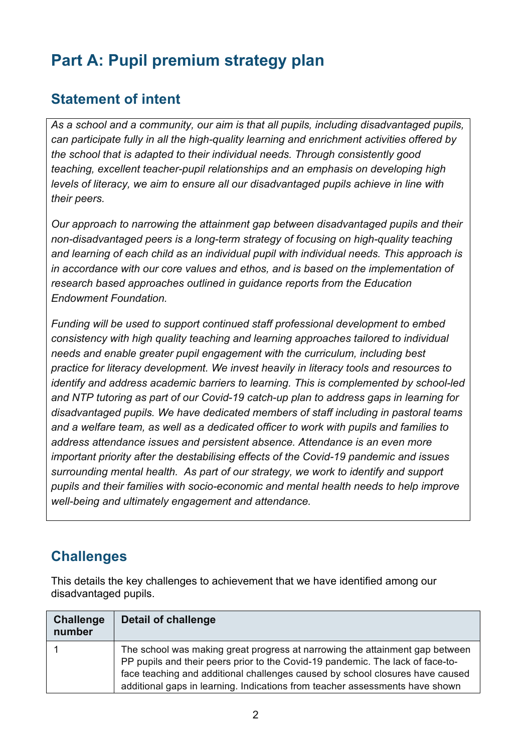# Part A: Pupil premium strategy plan

## Statement of intent

*As a school and a community, our aim is that all pupils, including disadvantaged pupils, can participate fully in all the high-quality learning and enrichment activities offered by the school that is adapted to their individual needs. Through consistently good teaching, excellent teacher-pupil relationships and an emphasis on developing high levels of literacy, we aim to ensure all our disadvantaged pupils achieve in line with their peers.*

*Our approach to narrowing the attainment gap between disadvantaged pupils and their non-disadvantaged peers is a long-term strategy of focusing on high-quality teaching and learning of each child as an individual pupil with individual needs. This approach is in accordance with our core values and ethos, and is based on the implementation of research based approaches outlined in guidance reports from the Education Endowment Foundation.*

*Funding will be used to support continued staff professional development to embed consistency with high quality teaching and learning approaches tailored to individual needs and enable greater pupil engagement with the curriculum, including best practice for literacy development. We invest heavily in literacy tools and resources to identify and address academic barriers to learning. This is complemented by school-led and NTP tutoring as part of our Covid-19 catch-up plan to address gaps in learning for disadvantaged pupils. We have dedicated members of staff including in pastoral teams and a welfare team, as well as a dedicated officer to work with pupils and families to address attendance issues and persistent absence. Attendance is an even more important priority after the destabilising effects of the Covid-19 pandemic and issues surrounding mental health. As part of our strategy, we work to identify and support pupils and their families with socio-economic and mental health needs to help improve well-being and ultimately engagement and attendance.*

## Challenges

This details the key challenges to achievement that we have identified among our disadvantaged pupils.

| Challenge number | Detail of challenge |
| --- | --- |
| 1 | The school was making great progress at narrowing the attainment gap between PP pupils and their peers prior to the Covid-19 pandemic. The lack of face-to-face teaching and additional challenges caused by school closures have caused additional gaps in learning. Indications from teacher assessments have shown |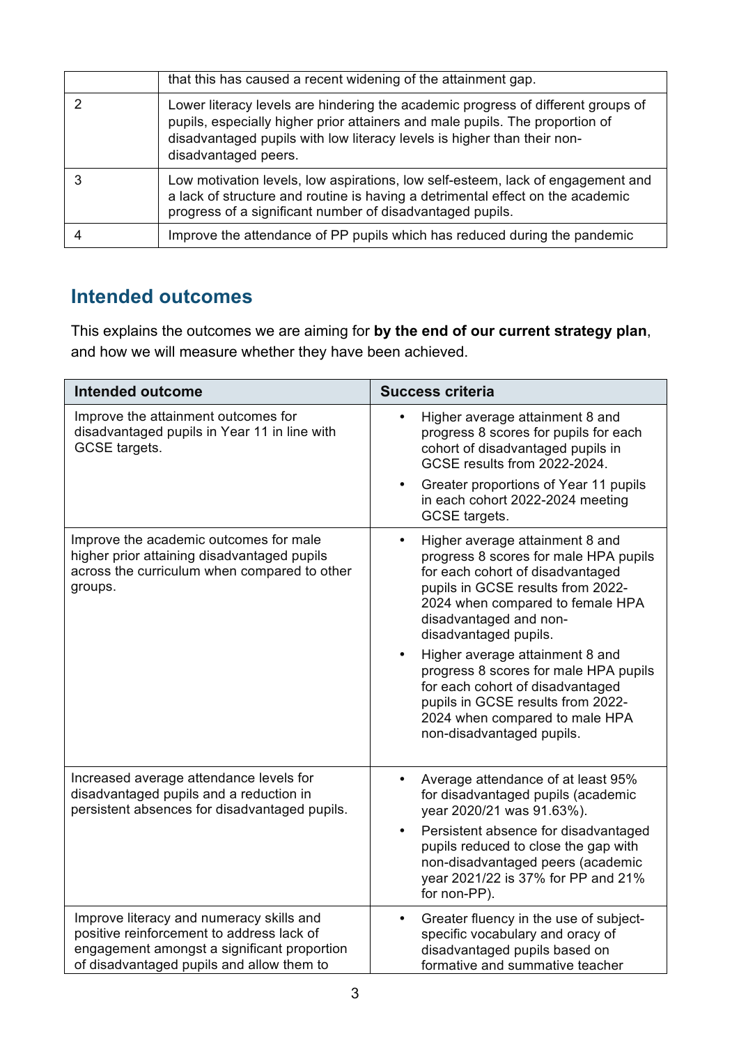| | |
|---|---|
| | that this has caused a recent widening of the attainment gap. |
| 2 | Lower literacy levels are hindering the academic progress of different groups of pupils, especially higher prior attainers and male pupils. The proportion of disadvantaged pupils with low literacy levels is higher than their non-disadvantaged peers. |
| 3 | Low motivation levels, low aspirations, low self-esteem, lack of engagement and a lack of structure and routine is having a detrimental effect on the academic progress of a significant number of disadvantaged pupils. |
| 4 | Improve the attendance of PP pupils which has reduced during the pandemic |

## Intended outcomes

This explains the outcomes we are aiming for **by the end of our current strategy plan**, and how we will measure whether they have been achieved.

| Intended outcome | Success criteria |
|---|---|
| Improve the attainment outcomes for disadvantaged pupils in Year 11 in line with GCSE targets. | • Higher average attainment 8 and progress 8 scores for pupils for each cohort of disadvantaged pupils in GCSE results from 2022-2024.<br>• Greater proportions of Year 11 pupils in each cohort 2022-2024 meeting GCSE targets. |
| Improve the academic outcomes for male higher prior attaining disadvantaged pupils across the curriculum when compared to other groups. | • Higher average attainment 8 and progress 8 scores for male HPA pupils for each cohort of disadvantaged pupils in GCSE results from 2022-2024 when compared to female HPA disadvantaged and non-disadvantaged pupils.<br>• Higher average attainment 8 and progress 8 scores for male HPA pupils for each cohort of disadvantaged pupils in GCSE results from 2022-2024 when compared to male HPA non-disadvantaged pupils. |
| Increased average attendance levels for disadvantaged pupils and a reduction in persistent absences for disadvantaged pupils. | • Average attendance of at least 95% for disadvantaged pupils (academic year 2020/21 was 91.63%).<br>• Persistent absence for disadvantaged pupils reduced to close the gap with non-disadvantaged peers (academic year 2021/22 is 37% for PP and 21% for non-PP). |
| Improve literacy and numeracy skills and positive reinforcement to address lack of engagement amongst a significant proportion of disadvantaged pupils and allow them to | • Greater fluency in the use of subject-specific vocabulary and oracy of disadvantaged pupils based on formative and summative teacher |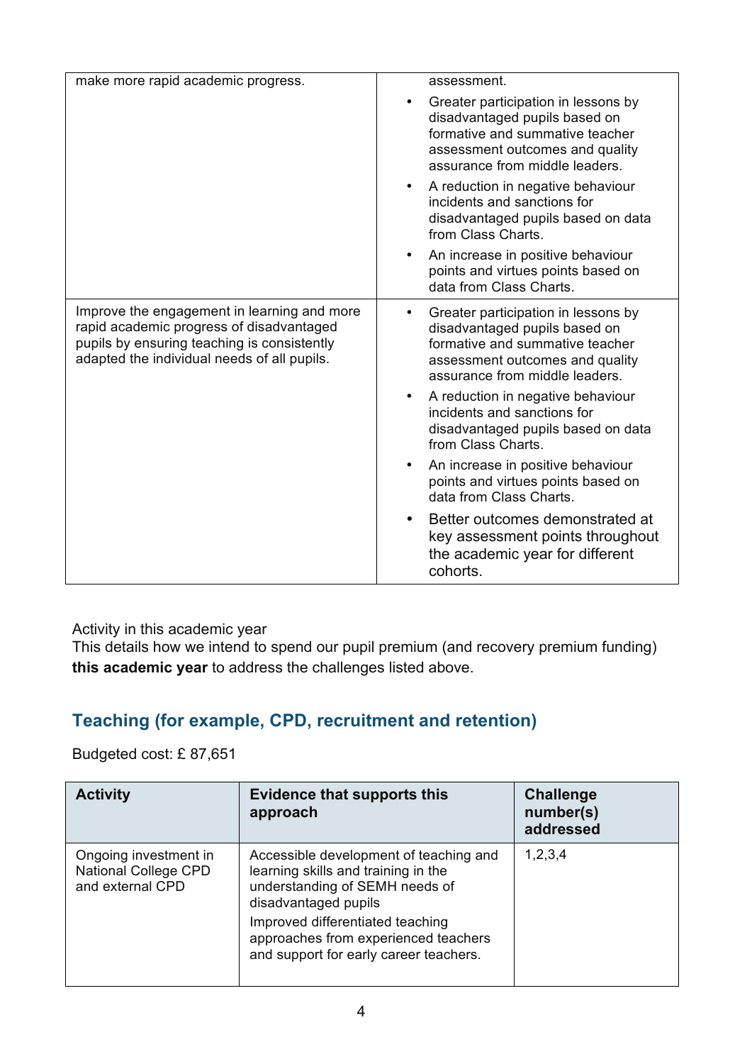| | |
|---|---|
| make more rapid academic progress. | assessment.<br>• Greater participation in lessons by disadvantaged pupils based on formative and summative teacher assessment outcomes and quality assurance from middle leaders.<br>• A reduction in negative behaviour incidents and sanctions for disadvantaged pupils based on data from Class Charts.<br>• An increase in positive behaviour points and virtues points based on data from Class Charts. |
| Improve the engagement in learning and more rapid academic progress of disadvantaged pupils by ensuring teaching is consistently adapted the individual needs of all pupils. | • Greater participation in lessons by disadvantaged pupils based on formative and summative teacher assessment outcomes and quality assurance from middle leaders.<br>• A reduction in negative behaviour incidents and sanctions for disadvantaged pupils based on data from Class Charts.<br>• An increase in positive behaviour points and virtues points based on data from Class Charts.<br>• Better outcomes demonstrated at key assessment points throughout the academic year for different cohorts. |

Activity in this academic year

This details how we intend to spend our pupil premium (and recovery premium funding) **this academic year** to address the challenges listed above.

## Teaching (for example, CPD, recruitment and retention)

Budgeted cost: £ 87,651

| Activity | Evidence that supports this approach | Challenge number(s) addressed |
|---|---|---|
| Ongoing investment in National College CPD and external CPD | Accessible development of teaching and learning skills and training in the understanding of SEMH needs of disadvantaged pupils<br>Improved differentiated teaching approaches from experienced teachers and support for early career teachers. | 1,2,3,4 |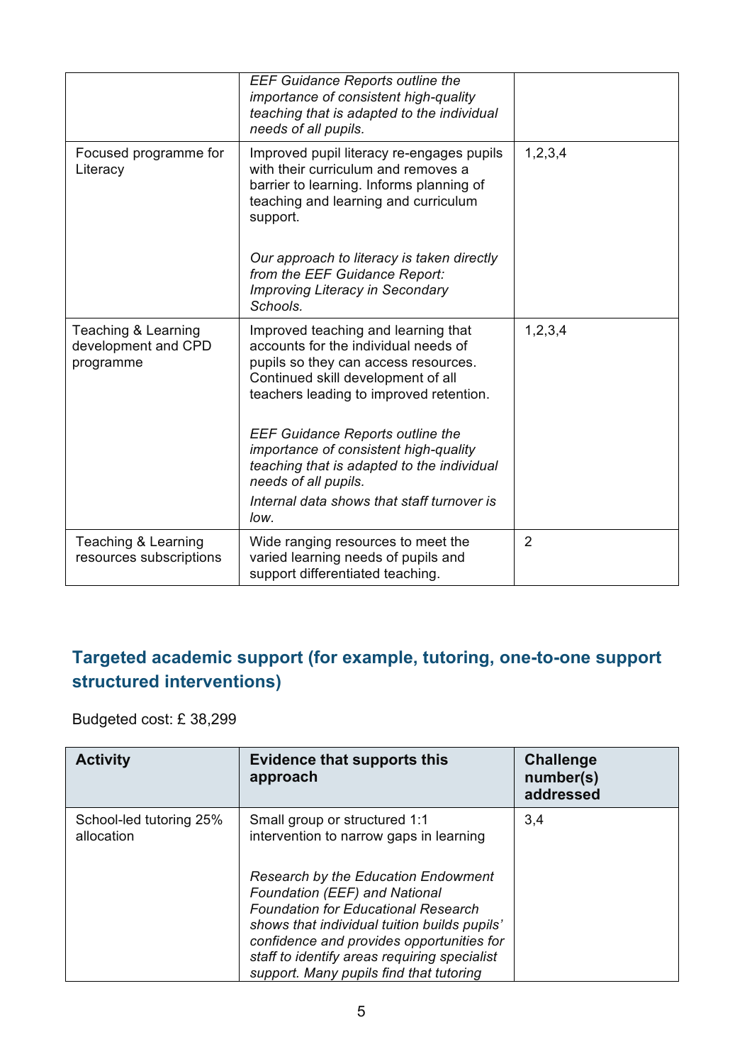| | | |
|---|---|---|
| | *EEF Guidance Reports outline the importance of consistent high-quality teaching that is adapted to the individual needs of all pupils.* | |
| Focused programme for Literacy | Improved pupil literacy re-engages pupils with their curriculum and removes a barrier to learning. Informs planning of teaching and learning and curriculum support.<br><br>*Our approach to literacy is taken directly from the EEF Guidance Report: Improving Literacy in Secondary Schools.* | 1,2,3,4 |
| Teaching & Learning development and CPD programme | Improved teaching and learning that accounts for the individual needs of pupils so they can access resources. Continued skill development of all teachers leading to improved retention.<br><br>*EEF Guidance Reports outline the importance of consistent high-quality teaching that is adapted to the individual needs of all pupils.*<br>*Internal data shows that staff turnover is low.* | 1,2,3,4 |
| Teaching & Learning resources subscriptions | Wide ranging resources to meet the varied learning needs of pupils and support differentiated teaching. | 2 |

## Targeted academic support (for example, tutoring, one-to-one support structured interventions)

Budgeted cost: £ 38,299

| Activity | Evidence that supports this approach | Challenge number(s) addressed |
|---|---|---|
| School-led tutoring 25% allocation | Small group or structured 1:1 intervention to narrow gaps in learning<br><br>*Research by the Education Endowment Foundation (EEF) and National Foundation for Educational Research shows that individual tuition builds pupils' confidence and provides opportunities for staff to identify areas requiring specialist support. Many pupils find that tutoring* | 3,4 |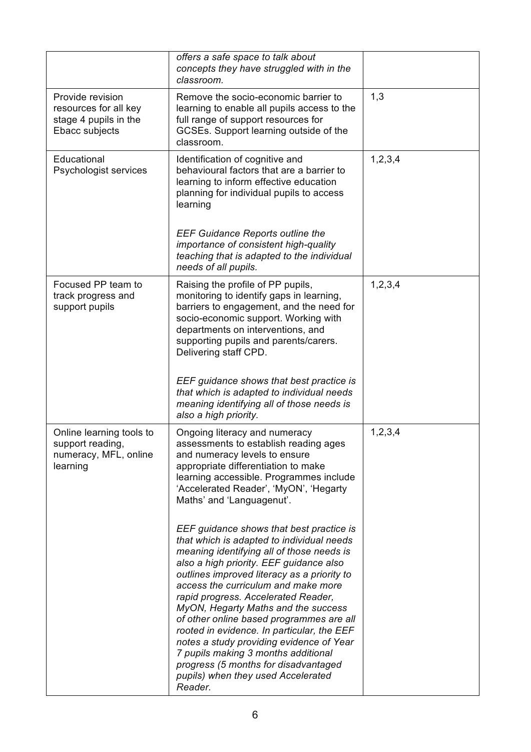| | | |
|---|---|---|
| | *offers a safe space to talk about concepts they have struggled with in the classroom.* | |
| Provide revision resources for all key stage 4 pupils in the Ebacc subjects | Remove the socio-economic barrier to learning to enable all pupils access to the full range of support resources for GCSEs. Support learning outside of the classroom. | 1,3 |
| Educational Psychologist services | Identification of cognitive and behavioural factors that are a barrier to learning to inform effective education planning for individual pupils to access learning<br><br>*EEF Guidance Reports outline the importance of consistent high-quality teaching that is adapted to the individual needs of all pupils.* | 1,2,3,4 |
| Focused PP team to track progress and support pupils | Raising the profile of PP pupils, monitoring to identify gaps in learning, barriers to engagement, and the need for socio-economic support. Working with departments on interventions, and supporting pupils and parents/carers. Delivering staff CPD.<br><br>*EEF guidance shows that best practice is that which is adapted to individual needs meaning identifying all of those needs is also a high priority.* | 1,2,3,4 |
| Online learning tools to support reading, numeracy, MFL, online learning | Ongoing literacy and numeracy assessments to establish reading ages and numeracy levels to ensure appropriate differentiation to make learning accessible. Programmes include 'Accelerated Reader', 'MyON', 'Hegarty Maths' and 'Languagenut'.<br><br>*EEF guidance shows that best practice is that which is adapted to individual needs meaning identifying all of those needs is also a high priority. EEF guidance also outlines improved literacy as a priority to access the curriculum and make more rapid progress. Accelerated Reader, MyON, Hegarty Maths and the success of other online based programmes are all rooted in evidence. In particular, the EEF notes a study providing evidence of Year 7 pupils making 3 months additional progress (5 months for disadvantaged pupils) when they used Accelerated Reader.* | 1,2,3,4 |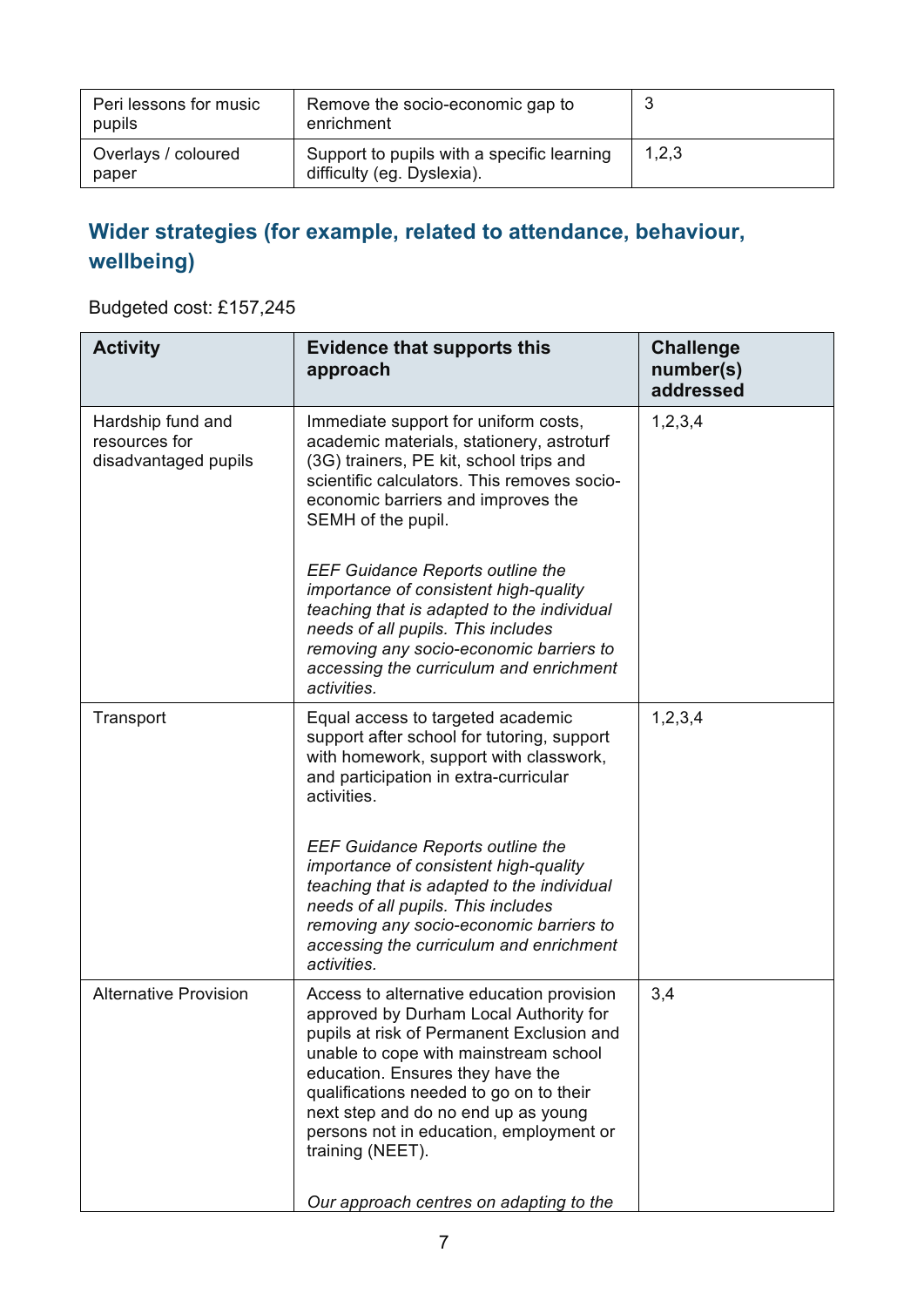| Peri lessons for music pupils | Remove the socio-economic gap to enrichment | 3 |
|---|---|---|
| Overlays / coloured paper | Support to pupils with a specific learning difficulty (eg. Dyslexia). | 1,2,3 |

## Wider strategies (for example, related to attendance, behaviour, wellbeing)

Budgeted cost: £157,245

| Activity | Evidence that supports this approach | Challenge number(s) addressed |
|---|---|---|
| Hardship fund and resources for disadvantaged pupils | Immediate support for uniform costs, academic materials, stationery, astroturf (3G) trainers, PE kit, school trips and scientific calculators. This removes socio-economic barriers and improves the SEMH of the pupil.<br><br>*EEF Guidance Reports outline the importance of consistent high-quality teaching that is adapted to the individual needs of all pupils. This includes removing any socio-economic barriers to accessing the curriculum and enrichment activities.* | 1,2,3,4 |
| Transport | Equal access to targeted academic support after school for tutoring, support with homework, support with classwork, and participation in extra-curricular activities.<br><br>*EEF Guidance Reports outline the importance of consistent high-quality teaching that is adapted to the individual needs of all pupils. This includes removing any socio-economic barriers to accessing the curriculum and enrichment activities.* | 1,2,3,4 |
| Alternative Provision | Access to alternative education provision approved by Durham Local Authority for pupils at risk of Permanent Exclusion and unable to cope with mainstream school education. Ensures they have the qualifications needed to go on to their next step and do no end up as young persons not in education, employment or training (NEET).<br><br>*Our approach centres on adapting to the* | 3,4 |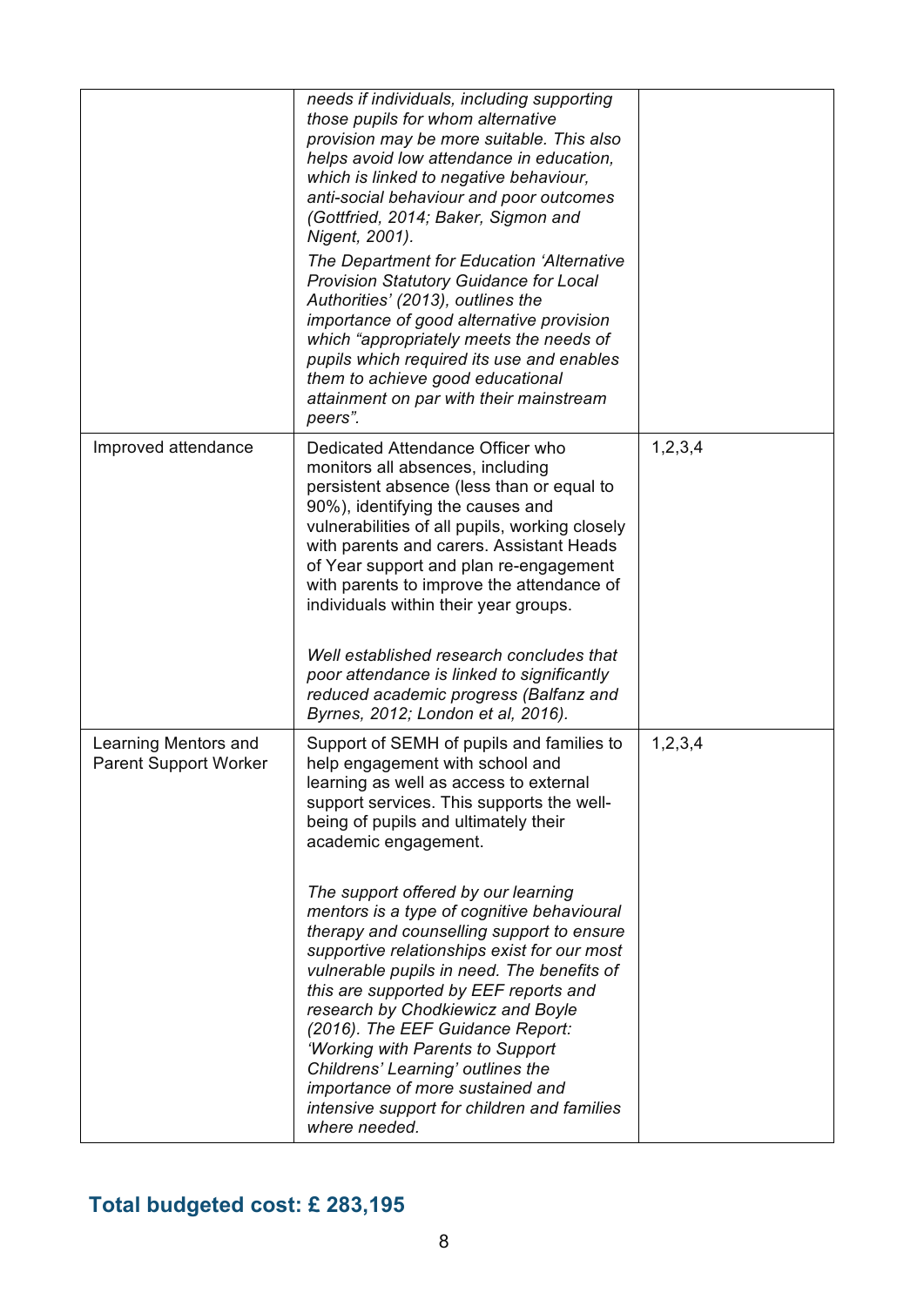| | | |
|---|---|---|
| | *needs if individuals, including supporting those pupils for whom alternative provision may be more suitable. This also helps avoid low attendance in education, which is linked to negative behaviour, anti-social behaviour and poor outcomes (Gottfried, 2014; Baker, Sigmon and Nigent, 2001).*<br><br>*The Department for Education 'Alternative Provision Statutory Guidance for Local Authorities' (2013), outlines the importance of good alternative provision which "appropriately meets the needs of pupils which required its use and enables them to achieve good educational attainment on par with their mainstream peers".* | |
| Improved attendance | Dedicated Attendance Officer who monitors all absences, including persistent absence (less than or equal to 90%), identifying the causes and vulnerabilities of all pupils, working closely with parents and carers. Assistant Heads of Year support and plan re-engagement with parents to improve the attendance of individuals within their year groups.<br><br>*Well established research concludes that poor attendance is linked to significantly reduced academic progress (Balfanz and Byrnes, 2012; London et al, 2016).* | 1,2,3,4 |
| Learning Mentors and Parent Support Worker | Support of SEMH of pupils and families to help engagement with school and learning as well as access to external support services. This supports the well-being of pupils and ultimately their academic engagement.<br><br>*The support offered by our learning mentors is a type of cognitive behavioural therapy and counselling support to ensure supportive relationships exist for our most vulnerable pupils in need. The benefits of this are supported by EEF reports and research by Chodkiewicz and Boyle (2016). The EEF Guidance Report: 'Working with Parents to Support Childrens' Learning' outlines the importance of more sustained and intensive support for children and families where needed.* | 1,2,3,4 |

## Total budgeted cost: £ 283,195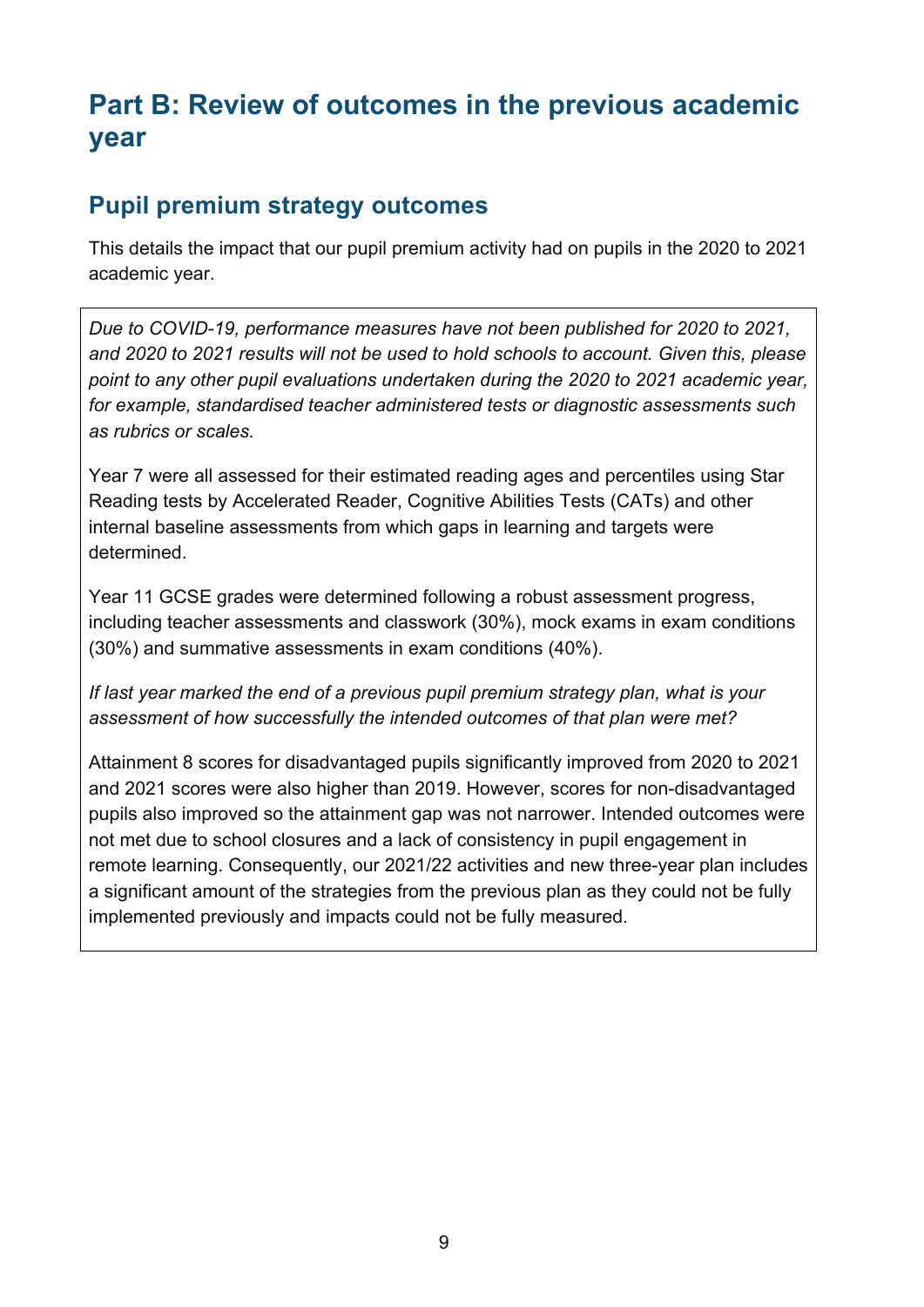# Part B: Review of outcomes in the previous academic year

## Pupil premium strategy outcomes

This details the impact that our pupil premium activity had on pupils in the 2020 to 2021 academic year.

*Due to COVID-19, performance measures have not been published for 2020 to 2021, and 2020 to 2021 results will not be used to hold schools to account. Given this, please point to any other pupil evaluations undertaken during the 2020 to 2021 academic year, for example, standardised teacher administered tests or diagnostic assessments such as rubrics or scales.*

Year 7 were all assessed for their estimated reading ages and percentiles using Star Reading tests by Accelerated Reader, Cognitive Abilities Tests (CATs) and other internal baseline assessments from which gaps in learning and targets were determined.

Year 11 GCSE grades were determined following a robust assessment progress, including teacher assessments and classwork (30%), mock exams in exam conditions (30%) and summative assessments in exam conditions (40%).

*If last year marked the end of a previous pupil premium strategy plan, what is your assessment of how successfully the intended outcomes of that plan were met?*

Attainment 8 scores for disadvantaged pupils significantly improved from 2020 to 2021 and 2021 scores were also higher than 2019. However, scores for non-disadvantaged pupils also improved so the attainment gap was not narrower. Intended outcomes were not met due to school closures and a lack of consistency in pupil engagement in remote learning. Consequently, our 2021/22 activities and new three-year plan includes a significant amount of the strategies from the previous plan as they could not be fully implemented previously and impacts could not be fully measured.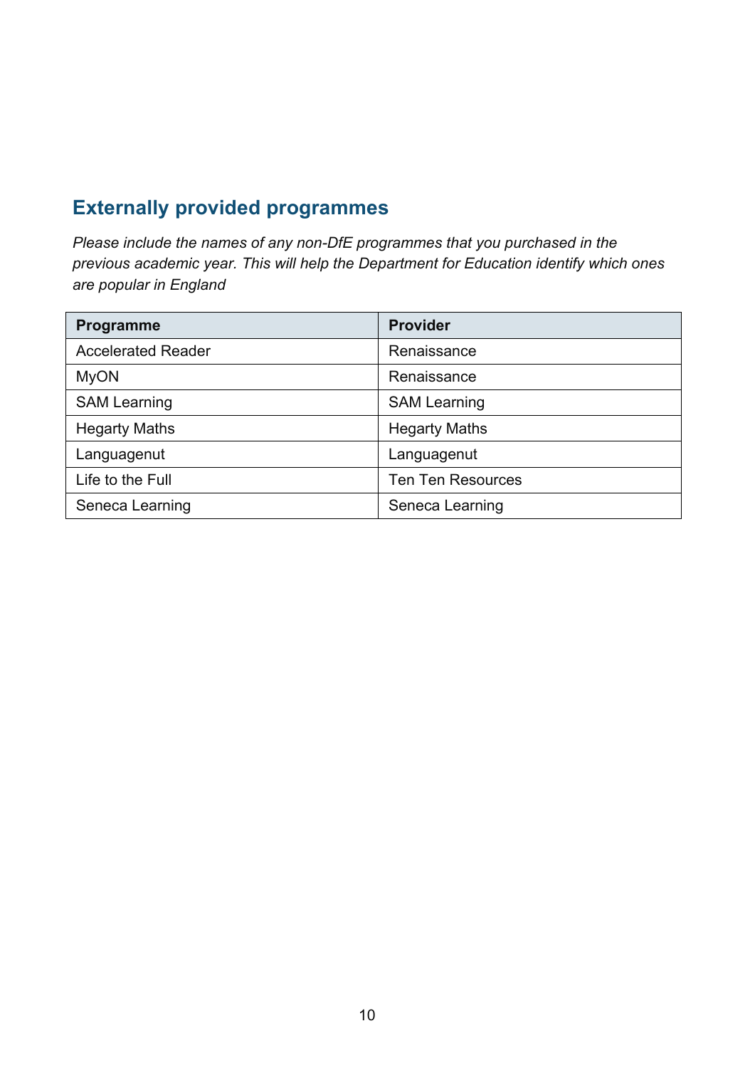## Externally provided programmes

*Please include the names of any non-DfE programmes that you purchased in the previous academic year. This will help the Department for Education identify which ones are popular in England*

| Programme | Provider |
| --- | --- |
| Accelerated Reader | Renaissance |
| MyON | Renaissance |
| SAM Learning | SAM Learning |
| Hegarty Maths | Hegarty Maths |
| Languagenut | Languagenut |
| Life to the Full | Ten Ten Resources |
| Seneca Learning | Seneca Learning |